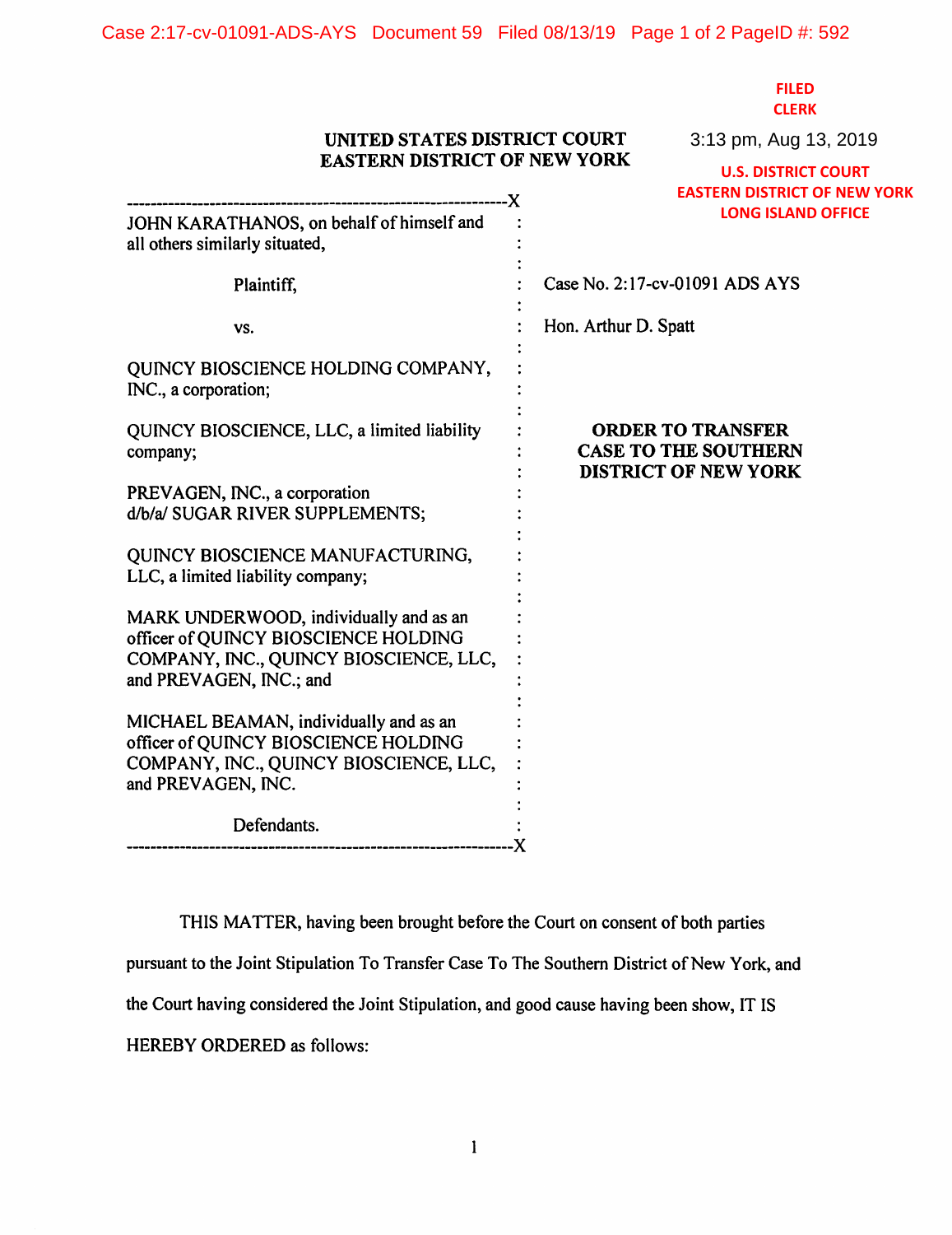FILED
CLERK
3:13 pm, Aug 13, 2019
U.S. DISTRICT COURT
EASTERN DISTRICT OF NEW YORK
LONG ISLAND OFFICE

**UNITED STATES DISTRICT COURT**
**EASTERN DISTRICT OF NEW YORK**

JOHN KARATHANOS, on behalf of himself and all others similarly situated,

Plaintiff,

vs.

QUINCY BIOSCIENCE HOLDING COMPANY, INC., a corporation;

QUINCY BIOSCIENCE, LLC, a limited liability company;

PREVAGEN, INC., a corporation d/b/a/ SUGAR RIVER SUPPLEMENTS;

QUINCY BIOSCIENCE MANUFACTURING, LLC, a limited liability company;

MARK UNDERWOOD, individually and as an officer of QUINCY BIOSCIENCE HOLDING COMPANY, INC., QUINCY BIOSCIENCE, LLC, and PREVAGEN, INC.; and

MICHAEL BEAMAN, individually and as an officer of QUINCY BIOSCIENCE HOLDING COMPANY, INC., QUINCY BIOSCIENCE, LLC, and PREVAGEN, INC.

Defendants.

Case No. 2:17-cv-01091 ADS AYS

Hon. Arthur D. Spatt

**ORDER TO TRANSFER CASE TO THE SOUTHERN DISTRICT OF NEW YORK**

THIS MATTER, having been brought before the Court on consent of both parties pursuant to the Joint Stipulation To Transfer Case To The Southern District of New York, and the Court having considered the Joint Stipulation, and good cause having been show, IT IS HEREBY ORDERED as follows: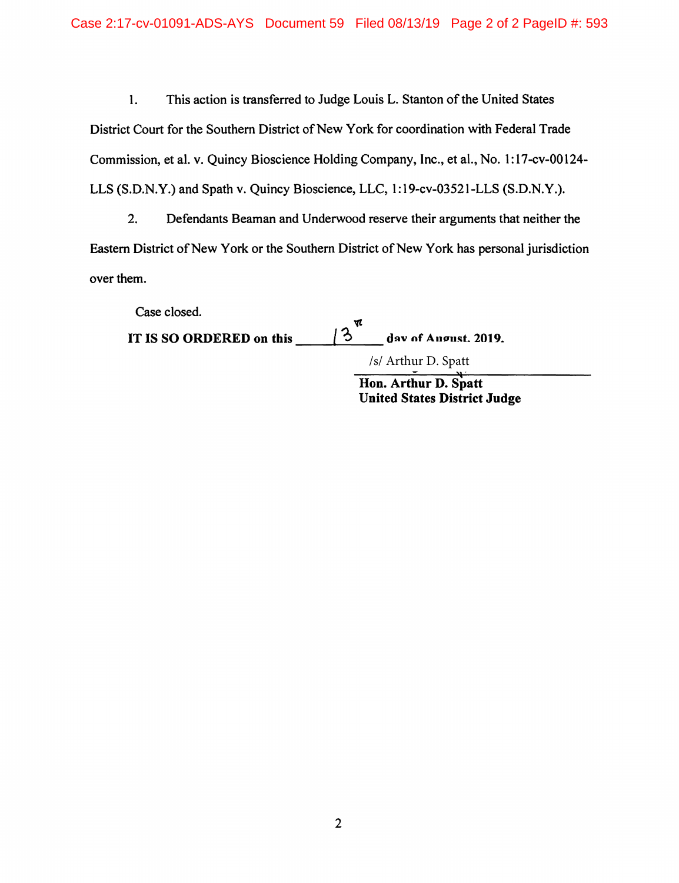1. This action is transferred to Judge Louis L. Stanton of the United States District Court for the Southern District of New York for coordination with Federal Trade Commission, et al. v. Quincy Bioscience Holding Company, Inc., et al., No. 1:17-cv-00124-LLS (S.D.N.Y.) and Spath v. Quincy Bioscience, LLC, 1:19-cv-03521-LLS (S.D.N.Y.).

2. Defendants Beaman and Underwood reserve their arguments that neither the Eastern District of New York or the Southern District of New York has personal jurisdiction over them.

Case closed.

**IT IS SO ORDERED on this** 13th **day of August, 2019.**

/s/ Arthur D. Spatt

**Hon. Arthur D. Spatt**
**United States District Judge**